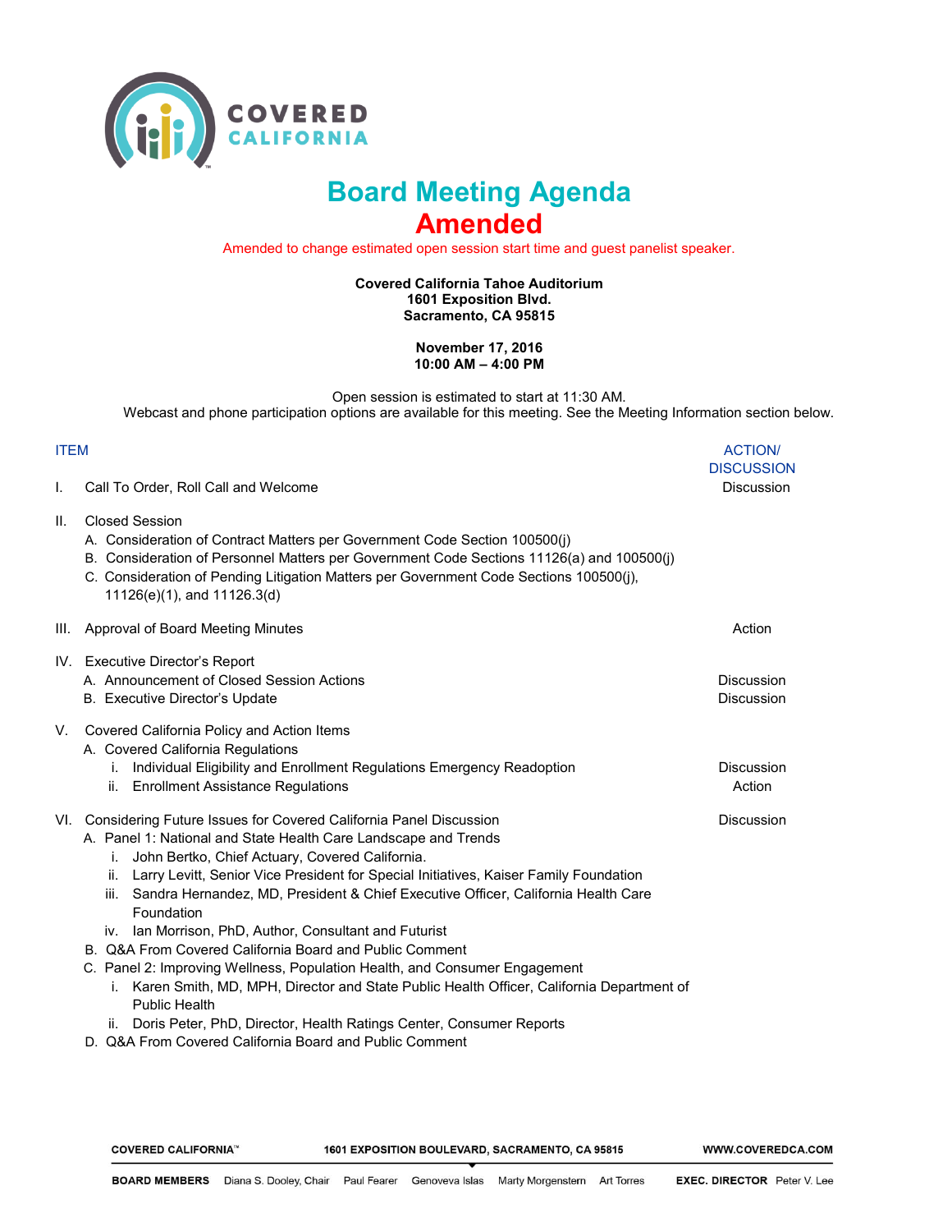# Board Meeting Agenda

## Amended

Amended to change estimated open session start time and guest panelist speaker.

**Covered California Tahoe Auditorium**
**1601 Exposition Blvd.**
**Sacramento, CA 95815**

**November 17, 2016**
**10:00 AM – 4:00 PM**

Open session is estimated to start at 11:30 AM.
Webcast and phone participation options are available for this meeting. See the Meeting Information section below.

| ITEM | ACTION/ DISCUSSION |
|---|---|
| I. Call To Order, Roll Call and Welcome | Discussion |
| II. Closed Session | |
| A. Consideration of Contract Matters per Government Code Section 100500(j) | |
| B. Consideration of Personnel Matters per Government Code Sections 11126(a) and 100500(j) | |
| C. Consideration of Pending Litigation Matters per Government Code Sections 100500(j), 11126(e)(1), and 11126.3(d) | |
| III. Approval of Board Meeting Minutes | Action |
| IV. Executive Director's Report | |
| A. Announcement of Closed Session Actions | Discussion |
| B. Executive Director's Update | Discussion |
| V. Covered California Policy and Action Items | |
| A. Covered California Regulations | |
| i. Individual Eligibility and Enrollment Regulations Emergency Readoption | Discussion |
| ii. Enrollment Assistance Regulations | Action |
| VI. Considering Future Issues for Covered California Panel Discussion | Discussion |
| A. Panel 1: National and State Health Care Landscape and Trends | |
| i. John Bertko, Chief Actuary, Covered California. | |
| ii. Larry Levitt, Senior Vice President for Special Initiatives, Kaiser Family Foundation | |
| iii. Sandra Hernandez, MD, President & Chief Executive Officer, California Health Care Foundation | |
| iv. Ian Morrison, PhD, Author, Consultant and Futurist | |
| B. Q&A From Covered California Board and Public Comment | |
| C. Panel 2: Improving Wellness, Population Health, and Consumer Engagement | |
| i. Karen Smith, MD, MPH, Director and State Public Health Officer, California Department of Public Health | |
| ii. Doris Peter, PhD, Director, Health Ratings Center, Consumer Reports | |
| D. Q&A From Covered California Board and Public Comment | |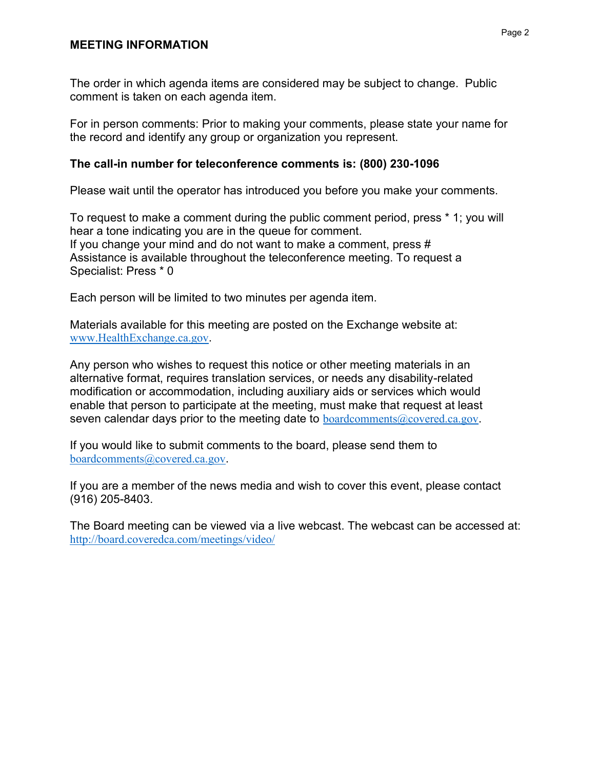## MEETING INFORMATION

The order in which agenda items are considered may be subject to change. Public comment is taken on each agenda item.

For in person comments: Prior to making your comments, please state your name for the record and identify any group or organization you represent.

**The call-in number for teleconference comments is: (800) 230-1096**

Please wait until the operator has introduced you before you make your comments.

To request to make a comment during the public comment period, press * 1; you will hear a tone indicating you are in the queue for comment.
If you change your mind and do not want to make a comment, press #
Assistance is available throughout the teleconference meeting. To request a Specialist: Press * 0

Each person will be limited to two minutes per agenda item.

Materials available for this meeting are posted on the Exchange website at: www.HealthExchange.ca.gov.

Any person who wishes to request this notice or other meeting materials in an alternative format, requires translation services, or needs any disability-related modification or accommodation, including auxiliary aids or services which would enable that person to participate at the meeting, must make that request at least seven calendar days prior to the meeting date to boardcomments@covered.ca.gov.

If you would like to submit comments to the board, please send them to boardcomments@covered.ca.gov.

If you are a member of the news media and wish to cover this event, please contact (916) 205-8403.

The Board meeting can be viewed via a live webcast. The webcast can be accessed at: http://board.coveredca.com/meetings/video/